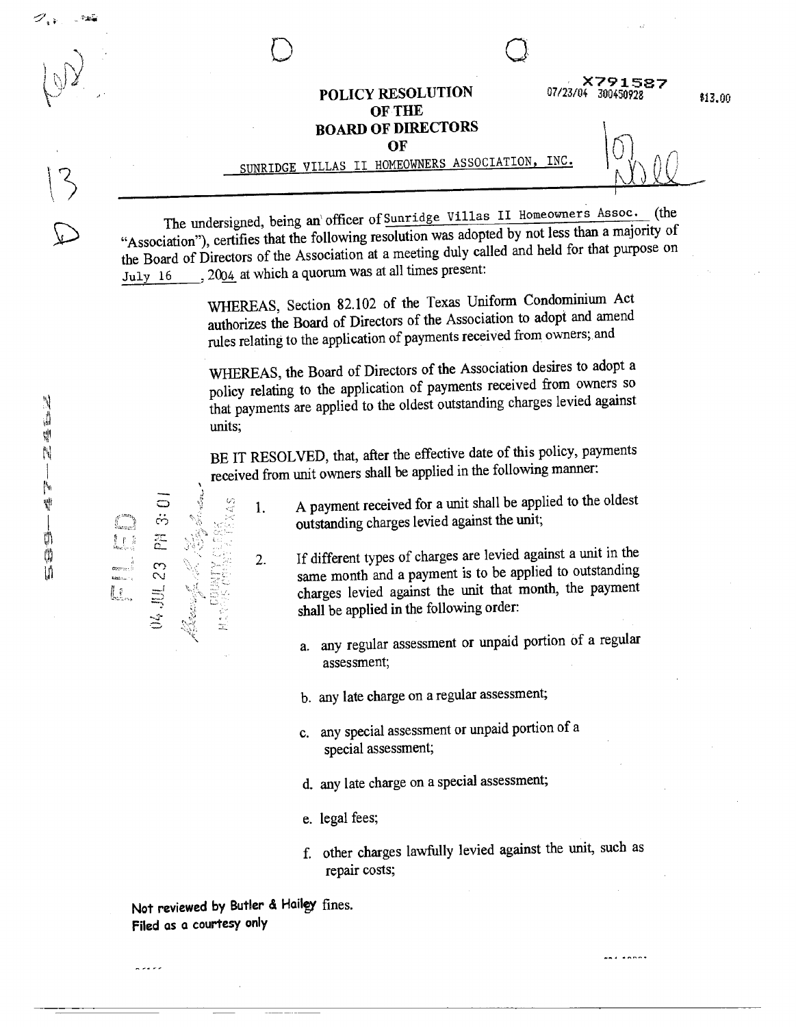X791587
07/23/04 300450928 $13.00

# POLICY RESOLUTION OF THE BOARD OF DIRECTORS OF

## SUNRIDGE VILLAS II HOMEOWNERS ASSOCIATION, INC.

The undersigned, being an officer of Sunridge Villas II Homeowners Assoc. (the "Association"), certifies that the following resolution was adopted by not less than a majority of the Board of Directors of the Association at a meeting duly called and held for that purpose on July 16, 2004 at which a quorum was at all times present:

> WHEREAS, Section 82.102 of the Texas Uniform Condominium Act authorizes the Board of Directors of the Association to adopt and amend rules relating to the application of payments received from owners; and
>
> WHEREAS, the Board of Directors of the Association desires to adopt a policy relating to the application of payments received from owners so that payments are applied to the oldest outstanding charges levied against units;
>
> BE IT RESOLVED, that, after the effective date of this policy, payments received from unit owners shall be applied in the following manner:
>
> 1. A payment received for a unit shall be applied to the oldest outstanding charges levied against the unit;
>
> 2. If different types of charges are levied against a unit in the same month and a payment is to be applied to outstanding charges levied against the unit that month, the payment shall be applied in the following order:
>
>    a. any regular assessment or unpaid portion of a regular assessment;
>
>    b. any late charge on a regular assessment;
>
>    c. any special assessment or unpaid portion of a special assessment;
>
>    d. any late charge on a special assessment;
>
>    e. legal fees;
>
>    f. other charges lawfully levied against the unit, such as repair costs; fines.

FILED 04 JUL 23 PM 3:01 COUNTY CLERK HARRIS COUNTY, TEXAS

**Not reviewed by Butler & Hailey**
**Filed as a courtesy only**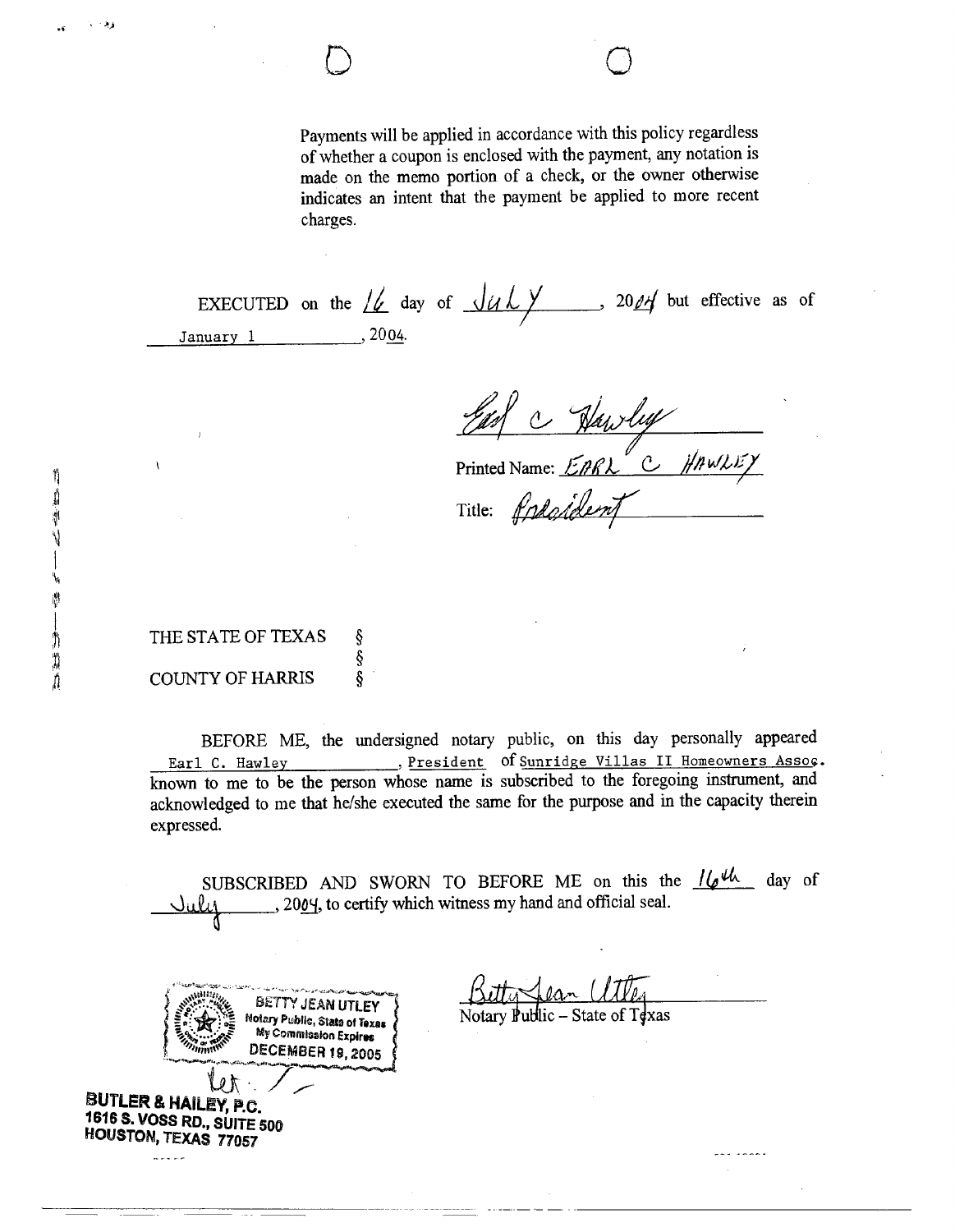Payments will be applied in accordance with this policy regardless of whether a coupon is enclosed with the payment, any notation is made on the memo portion of a check, or the owner otherwise indicates an intent that the payment be applied to more recent charges.

EXECUTED on the 16 day of July, 2004 but effective as of January 1, 2004.

Earl C Hawley

Printed Name: EARL C HAWLEY

Title: President

THE STATE OF TEXAS §
§
COUNTY OF HARRIS §

BEFORE ME, the undersigned notary public, on this day personally appeared Earl C. Hawley, President of Sunridge Villas II Homeowners Assoc. known to me to be the person whose name is subscribed to the foregoing instrument, and acknowledged to me that he/she executed the same for the purpose and in the capacity therein expressed.

SUBSCRIBED AND SWORN TO BEFORE ME on this the 16th day of July, 2004, to certify which witness my hand and official seal.

BETTY JEAN UTLEY
Notary Public, State of Texas
My Commission Expires
DECEMBER 19, 2005

Betty Jean Utley

Notary Public – State of Texas

BUTLER & HAILEY, P.C.
1616 S. VOSS RD., SUITE 500
HOUSTON, TEXAS 77057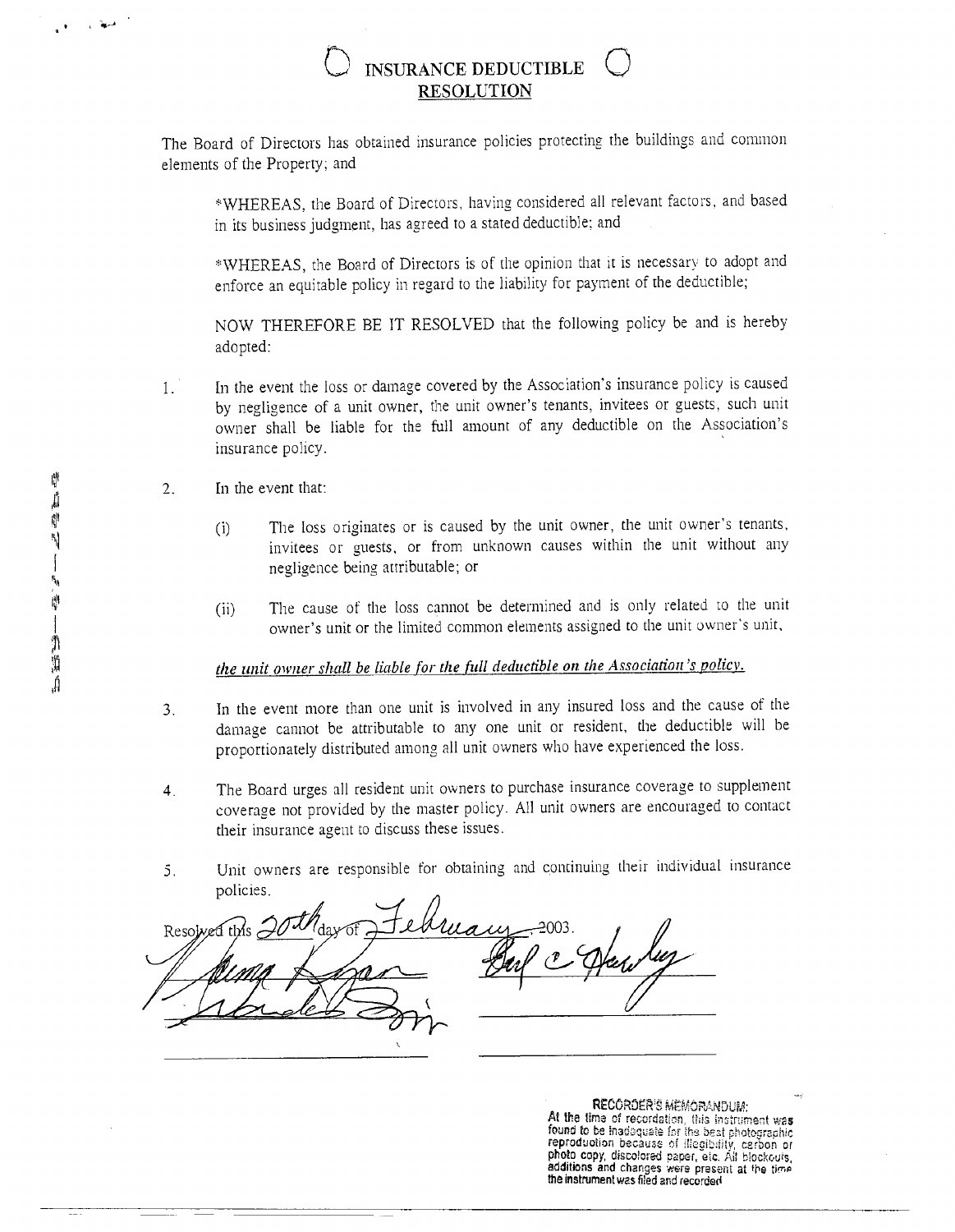# INSURANCE DEDUCTIBLE RESOLUTION

The Board of Directors has obtained insurance policies protecting the buildings and common elements of the Property; and

*WHEREAS, the Board of Directors, having considered all relevant factors, and based in its business judgment, has agreed to a stated deductible; and

*WHEREAS, the Board of Directors is of the opinion that it is necessary to adopt and enforce an equitable policy in regard to the liability for payment of the deductible;

NOW THEREFORE BE IT RESOLVED that the following policy be and is hereby adopted:

1. In the event the loss or damage covered by the Association's insurance policy is caused by negligence of a unit owner, the unit owner's tenants, invitees or guests, such unit owner shall be liable for the full amount of any deductible on the Association's insurance policy.

2. In the event that:

   (i) The loss originates or is caused by the unit owner, the unit owner's tenants, invitees or guests, or from unknown causes within the unit without any negligence being attributable; or

   (ii) The cause of the loss cannot be determined and is only related to the unit owner's unit or the limited common elements assigned to the unit owner's unit,

   ***the unit owner shall be liable for the full deductible on the Association's policy.***

3. In the event more than one unit is involved in any insured loss and the cause of the damage cannot be attributable to any one unit or resident, the deductible will be proportionately distributed among all unit owners who have experienced the loss.

4. The Board urges all resident unit owners to purchase insurance coverage to supplement coverage not provided by the master policy. All unit owners are encouraged to contact their insurance agent to discuss these issues.

5. Unit owners are responsible for obtaining and continuing their individual insurance policies.

Resolved this 20th day of February, 2003.

RECORDER'S MEMORANDUM:
At the time of recordation, this instrument was found to be inadequate for the best photographic reproduction because of illegibility, carbon or photo copy, discolored paper, etc. All blockouts, additions and changes were present at the time the instrument was filed and recorded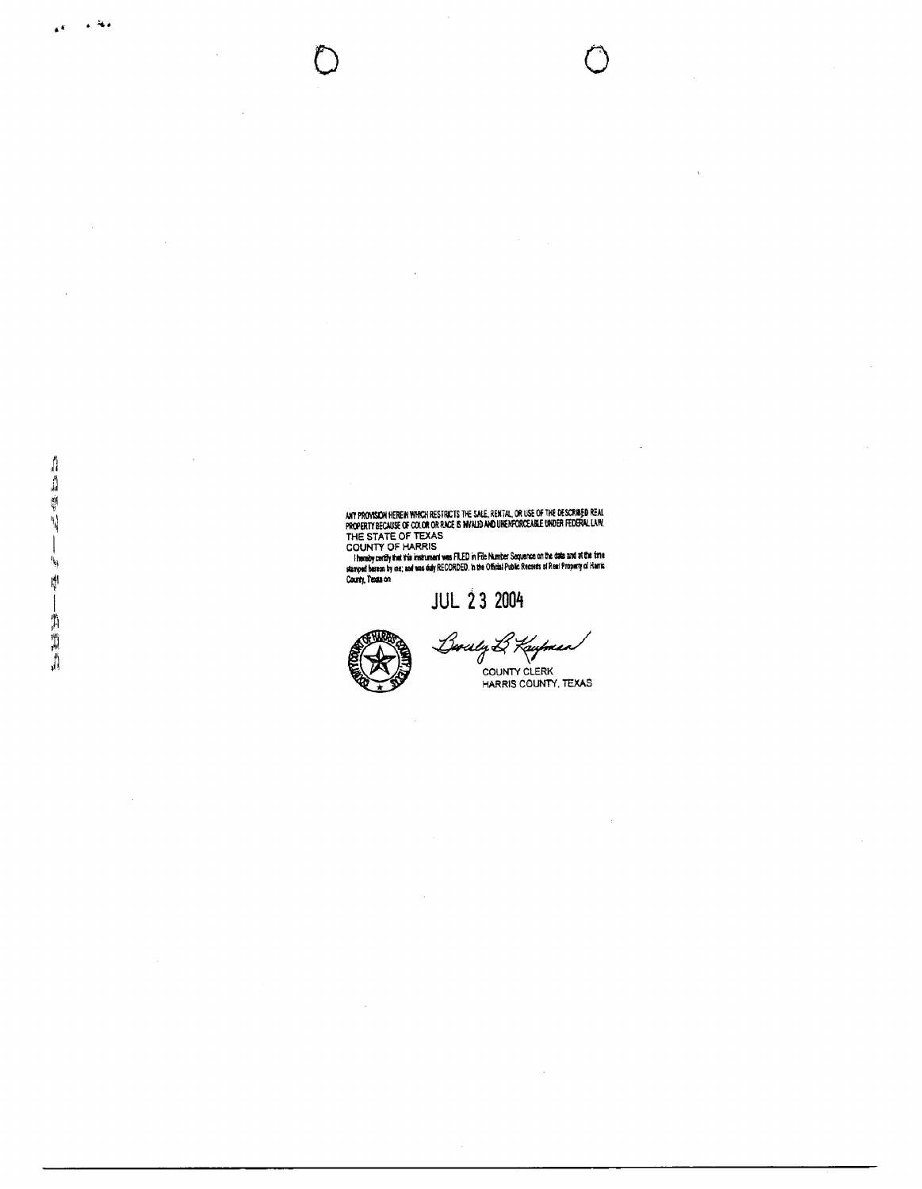ANY PROVISION HEREIN WHICH RESTRICTS THE SALE, RENTAL, OR USE OF THE DESCRIBED REAL PROPERTY BECAUSE OF COLOR OR RACE IS INVALID AND UNENFORCEABLE UNDER FEDERAL LAW.
THE STATE OF TEXAS
COUNTY OF HARRIS
I hereby certify that this instrument was FILED in File Number Sequence on the date and at the time stamped hereon by me; and was duly RECORDED, in the Official Public Records of Real Property of Harris County, Texas on

JUL 23 2004

Beverly B. Kaufman
COUNTY CLERK
HARRIS COUNTY, TEXAS